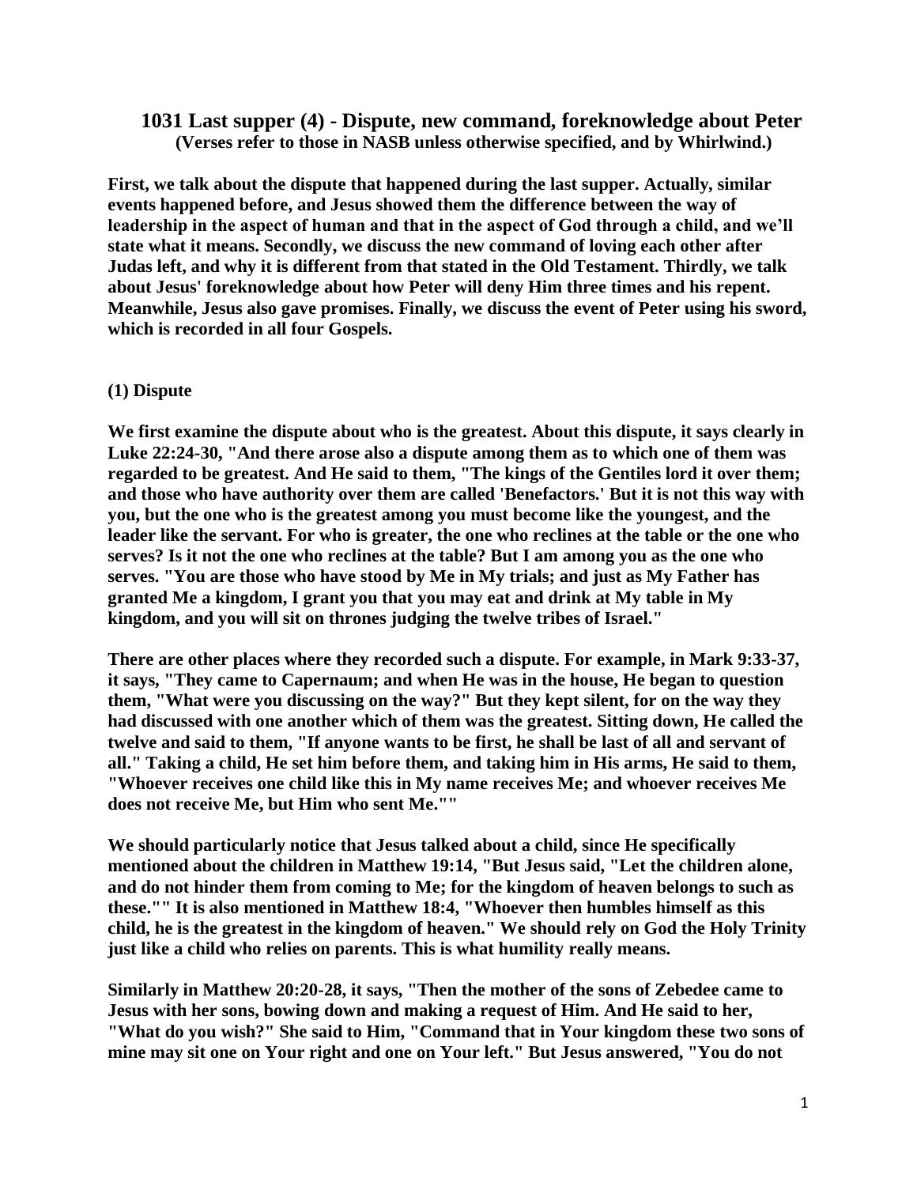# 1031 Last supper (4) - Dispute, new command, foreknowledge about Peter

**(Verses refer to those in NASB unless otherwise specified, and by Whirlwind.)**

**First, we talk about the dispute that happened during the last supper. Actually, similar events happened before, and Jesus showed them the difference between the way of leadership in the aspect of human and that in the aspect of God through a child, and we'll state what it means. Secondly, we discuss the new command of loving each other after Judas left, and why it is different from that stated in the Old Testament. Thirdly, we talk about Jesus' foreknowledge about how Peter will deny Him three times and his repent. Meanwhile, Jesus also gave promises. Finally, we discuss the event of Peter using his sword, which is recorded in all four Gospels.**

## (1) Dispute

**We first examine the dispute about who is the greatest. About this dispute, it says clearly in Luke 22:24-30, "And there arose also a dispute among them as to which one of them was regarded to be greatest. And He said to them, "The kings of the Gentiles lord it over them; and those who have authority over them are called 'Benefactors.' But it is not this way with you, but the one who is the greatest among you must become like the youngest, and the leader like the servant. For who is greater, the one who reclines at the table or the one who serves? Is it not the one who reclines at the table? But I am among you as the one who serves. "You are those who have stood by Me in My trials; and just as My Father has granted Me a kingdom, I grant you that you may eat and drink at My table in My kingdom, and you will sit on thrones judging the twelve tribes of Israel."**

**There are other places where they recorded such a dispute. For example, in Mark 9:33-37, it says, "They came to Capernaum; and when He was in the house, He began to question them, "What were you discussing on the way?" But they kept silent, for on the way they had discussed with one another which of them was the greatest. Sitting down, He called the twelve and said to them, "If anyone wants to be first, he shall be last of all and servant of all." Taking a child, He set him before them, and taking him in His arms, He said to them, "Whoever receives one child like this in My name receives Me; and whoever receives Me does not receive Me, but Him who sent Me.""**

**We should particularly notice that Jesus talked about a child, since He specifically mentioned about the children in Matthew 19:14, "But Jesus said, "Let the children alone, and do not hinder them from coming to Me; for the kingdom of heaven belongs to such as these."" It is also mentioned in Matthew 18:4, "Whoever then humbles himself as this child, he is the greatest in the kingdom of heaven." We should rely on God the Holy Trinity just like a child who relies on parents. This is what humility really means.**

**Similarly in Matthew 20:20-28, it says, "Then the mother of the sons of Zebedee came to Jesus with her sons, bowing down and making a request of Him. And He said to her, "What do you wish?" She said to Him, "Command that in Your kingdom these two sons of mine may sit one on Your right and one on Your left." But Jesus answered, "You do not**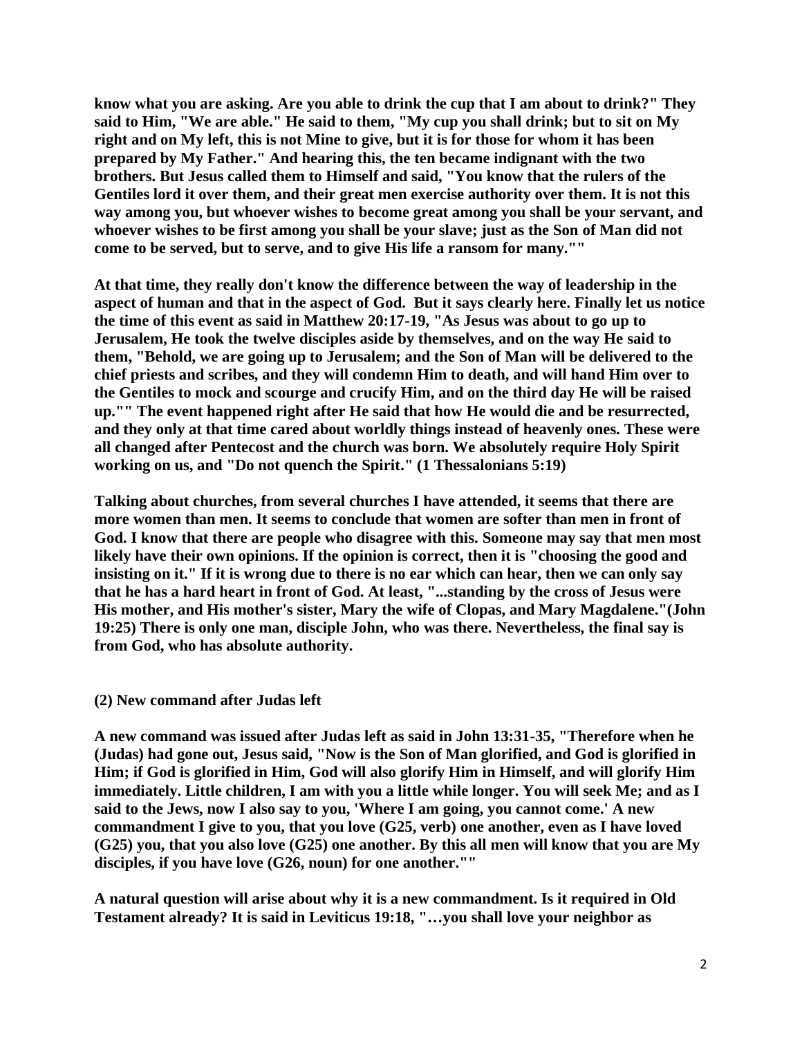**know what you are asking. Are you able to drink the cup that I am about to drink?" They said to Him, "We are able." He said to them, "My cup you shall drink; but to sit on My right and on My left, this is not Mine to give, but it is for those for whom it has been prepared by My Father." And hearing this, the ten became indignant with the two brothers. But Jesus called them to Himself and said, "You know that the rulers of the Gentiles lord it over them, and their great men exercise authority over them. It is not this way among you, but whoever wishes to become great among you shall be your servant, and whoever wishes to be first among you shall be your slave; just as the Son of Man did not come to be served, but to serve, and to give His life a ransom for many.""**

**At that time, they really don't know the difference between the way of leadership in the aspect of human and that in the aspect of God. But it says clearly here. Finally let us notice the time of this event as said in Matthew 20:17-19, "As Jesus was about to go up to Jerusalem, He took the twelve disciples aside by themselves, and on the way He said to them, "Behold, we are going up to Jerusalem; and the Son of Man will be delivered to the chief priests and scribes, and they will condemn Him to death, and will hand Him over to the Gentiles to mock and scourge and crucify Him, and on the third day He will be raised up."" The event happened right after He said that how He would die and be resurrected, and they only at that time cared about worldly things instead of heavenly ones. These were all changed after Pentecost and the church was born. We absolutely require Holy Spirit working on us, and "Do not quench the Spirit." (1 Thessalonians 5:19)**

**Talking about churches, from several churches I have attended, it seems that there are more women than men. It seems to conclude that women are softer than men in front of God. I know that there are people who disagree with this. Someone may say that men most likely have their own opinions. If the opinion is correct, then it is "choosing the good and insisting on it." If it is wrong due to there is no ear which can hear, then we can only say that he has a hard heart in front of God. At least, "...standing by the cross of Jesus were His mother, and His mother's sister, Mary the wife of Clopas, and Mary Magdalene."(John 19:25) There is only one man, disciple John, who was there. Nevertheless, the final say is from God, who has absolute authority.**

**(2) New command after Judas left**

**A new command was issued after Judas left as said in John 13:31-35, "Therefore when he (Judas) had gone out, Jesus said, "Now is the Son of Man glorified, and God is glorified in Him; if God is glorified in Him, God will also glorify Him in Himself, and will glorify Him immediately. Little children, I am with you a little while longer. You will seek Me; and as I said to the Jews, now I also say to you, 'Where I am going, you cannot come.' A new commandment I give to you, that you love (G25, verb) one another, even as I have loved (G25) you, that you also love (G25) one another. By this all men will know that you are My disciples, if you have love (G26, noun) for one another.""**

**A natural question will arise about why it is a new commandment. Is it required in Old Testament already? It is said in Leviticus 19:18, "…you shall love your neighbor as**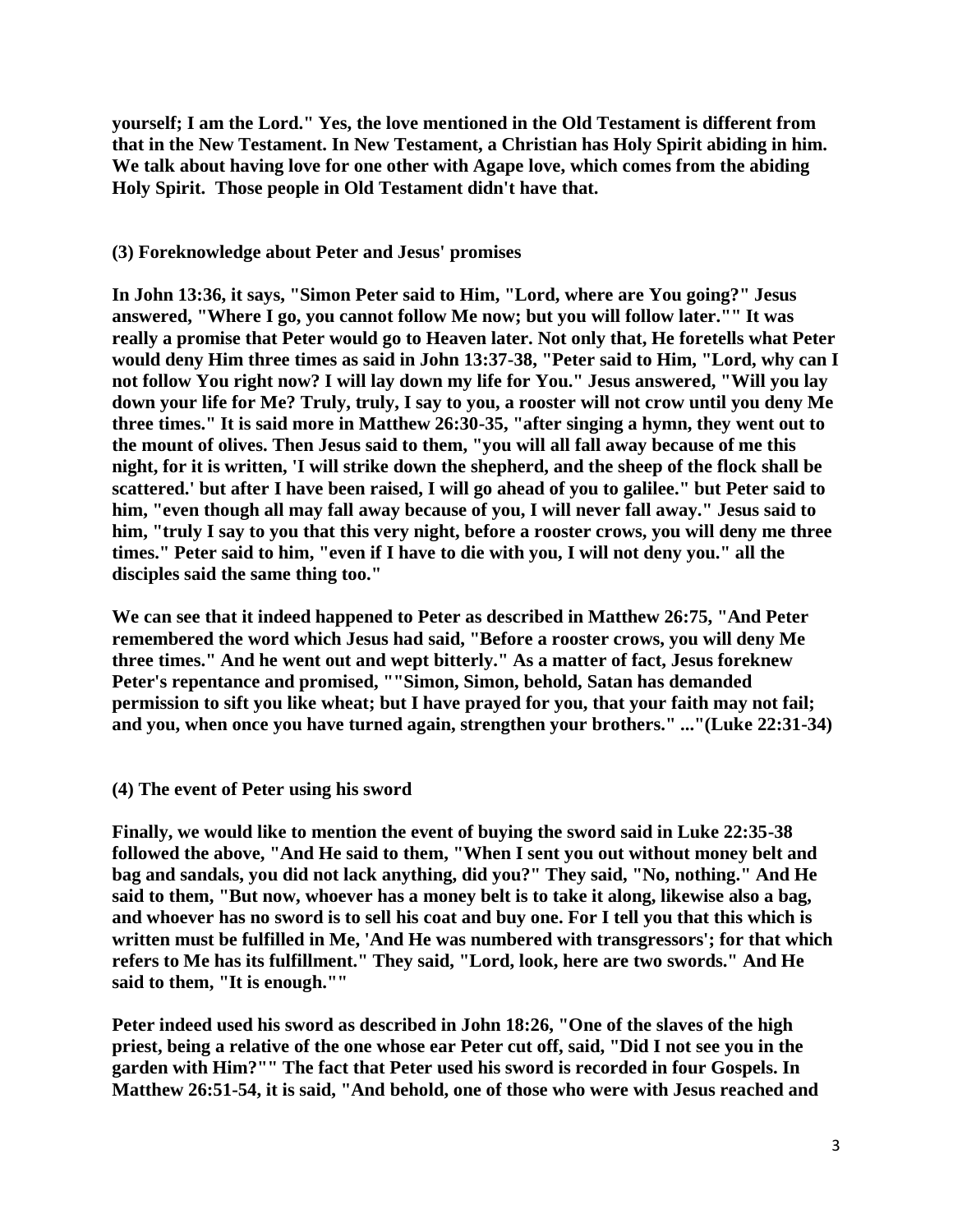**yourself; I am the Lord." Yes, the love mentioned in the Old Testament is different from that in the New Testament. In New Testament, a Christian has Holy Spirit abiding in him. We talk about having love for one other with Agape love, which comes from the abiding Holy Spirit. Those people in Old Testament didn't have that.**

**(3) Foreknowledge about Peter and Jesus' promises**

**In John 13:36, it says, "Simon Peter said to Him, "Lord, where are You going?" Jesus answered, "Where I go, you cannot follow Me now; but you will follow later."" It was really a promise that Peter would go to Heaven later. Not only that, He foretells what Peter would deny Him three times as said in John 13:37-38, "Peter said to Him, "Lord, why can I not follow You right now? I will lay down my life for You." Jesus answered, "Will you lay down your life for Me? Truly, truly, I say to you, a rooster will not crow until you deny Me three times." It is said more in Matthew 26:30-35, "after singing a hymn, they went out to the mount of olives. Then Jesus said to them, "you will all fall away because of me this night, for it is written, 'I will strike down the shepherd, and the sheep of the flock shall be scattered.' but after I have been raised, I will go ahead of you to galilee." but Peter said to him, "even though all may fall away because of you, I will never fall away." Jesus said to him, "truly I say to you that this very night, before a rooster crows, you will deny me three times." Peter said to him, "even if I have to die with you, I will not deny you." all the disciples said the same thing too."**

**We can see that it indeed happened to Peter as described in Matthew 26:75, "And Peter remembered the word which Jesus had said, "Before a rooster crows, you will deny Me three times." And he went out and wept bitterly." As a matter of fact, Jesus foreknew Peter's repentance and promised, ""Simon, Simon, behold, Satan has demanded permission to sift you like wheat; but I have prayed for you, that your faith may not fail; and you, when once you have turned again, strengthen your brothers." ..."(Luke 22:31-34)**

**(4) The event of Peter using his sword**

**Finally, we would like to mention the event of buying the sword said in Luke 22:35-38 followed the above, "And He said to them, "When I sent you out without money belt and bag and sandals, you did not lack anything, did you?" They said, "No, nothing." And He said to them, "But now, whoever has a money belt is to take it along, likewise also a bag, and whoever has no sword is to sell his coat and buy one. For I tell you that this which is written must be fulfilled in Me, 'And He was numbered with transgressors'; for that which refers to Me has its fulfillment." They said, "Lord, look, here are two swords." And He said to them, "It is enough.""**

**Peter indeed used his sword as described in John 18:26, "One of the slaves of the high priest, being a relative of the one whose ear Peter cut off, said, "Did I not see you in the garden with Him?"" The fact that Peter used his sword is recorded in four Gospels. In Matthew 26:51-54, it is said, "And behold, one of those who were with Jesus reached and**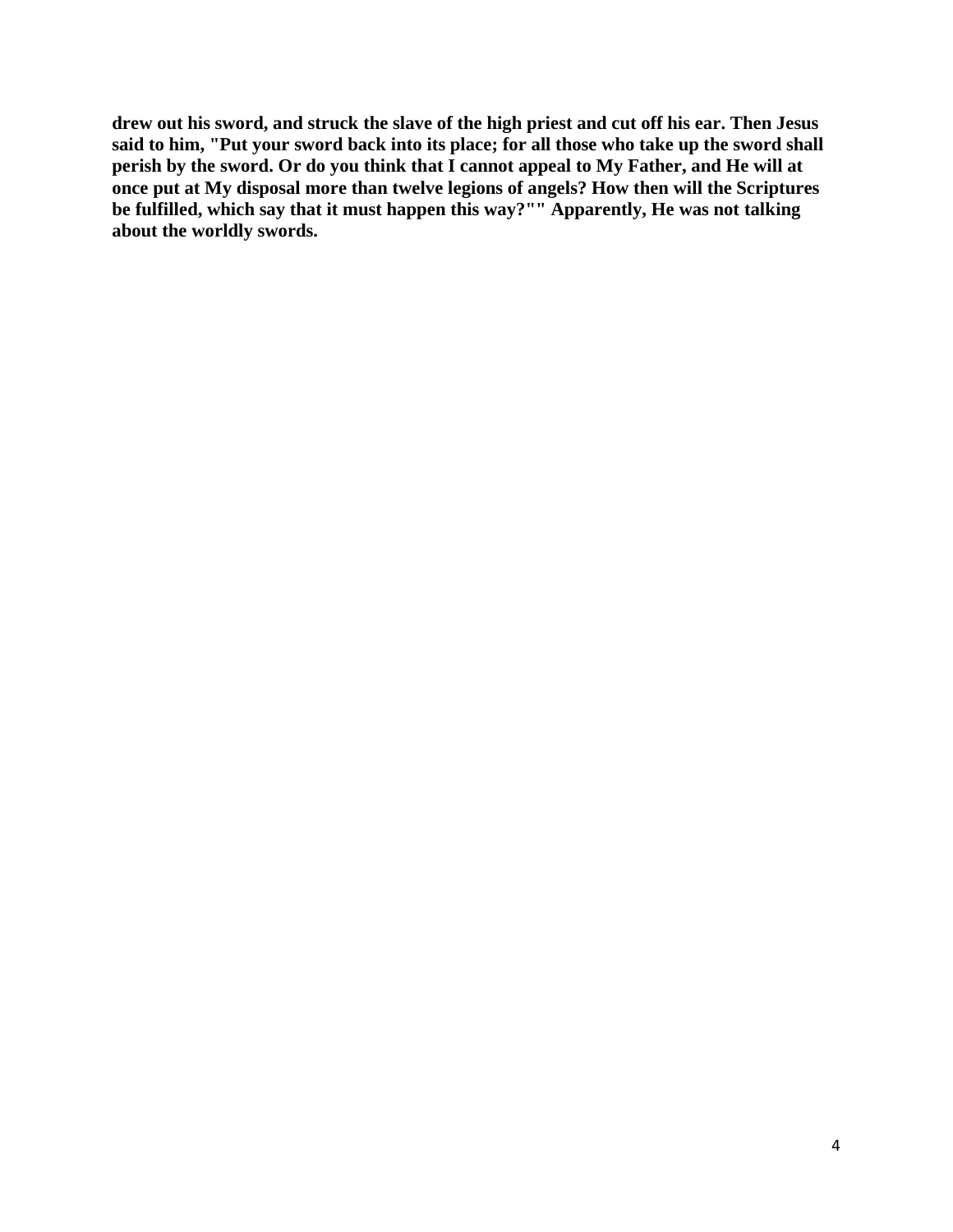**drew out his sword, and struck the slave of the high priest and cut off his ear. Then Jesus said to him, "Put your sword back into its place; for all those who take up the sword shall perish by the sword. Or do you think that I cannot appeal to My Father, and He will at once put at My disposal more than twelve legions of angels? How then will the Scriptures be fulfilled, which say that it must happen this way?"" Apparently, He was not talking about the worldly swords.**